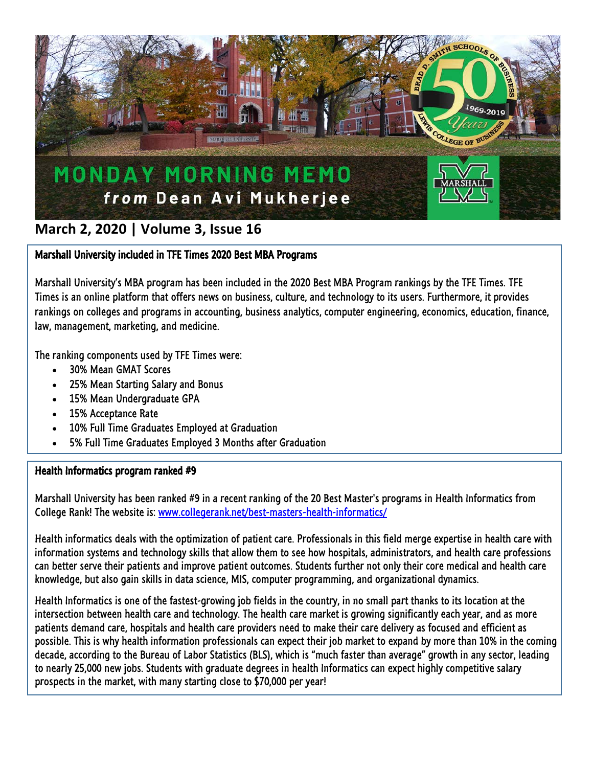# MONDAY MORNING MEMO
## *from* Dean Avi Mukherjee

## March 2, 2020 | Volume 3, Issue 16

### Marshall University included in TFE Times 2020 Best MBA Programs

Marshall University's MBA program has been included in the 2020 Best MBA Program rankings by the TFE Times. TFE Times is an online platform that offers news on business, culture, and technology to its users. Furthermore, it provides rankings on colleges and programs in accounting, business analytics, computer engineering, economics, education, finance, law, management, marketing, and medicine.

The ranking components used by TFE Times were:

- 30% Mean GMAT Scores
- 25% Mean Starting Salary and Bonus
- 15% Mean Undergraduate GPA
- 15% Acceptance Rate
- 10% Full Time Graduates Employed at Graduation
- 5% Full Time Graduates Employed 3 Months after Graduation

### Health Informatics program ranked #9

Marshall University has been ranked #9 in a recent ranking of the 20 Best Master's programs in Health Informatics from College Rank! The website is: www.collegerank.net/best-masters-health-informatics/

Health informatics deals with the optimization of patient care. Professionals in this field merge expertise in health care with information systems and technology skills that allow them to see how hospitals, administrators, and health care professions can better serve their patients and improve patient outcomes. Students further not only their core medical and health care knowledge, but also gain skills in data science, MIS, computer programming, and organizational dynamics.

Health Informatics is one of the fastest-growing job fields in the country, in no small part thanks to its location at the intersection between health care and technology. The health care market is growing significantly each year, and as more patients demand care, hospitals and health care providers need to make their care delivery as focused and efficient as possible. This is why health information professionals can expect their job market to expand by more than 10% in the coming decade, according to the Bureau of Labor Statistics (BLS), which is "much faster than average" growth in any sector, leading to nearly 25,000 new jobs. Students with graduate degrees in health Informatics can expect highly competitive salary prospects in the market, with many starting close to $70,000 per year!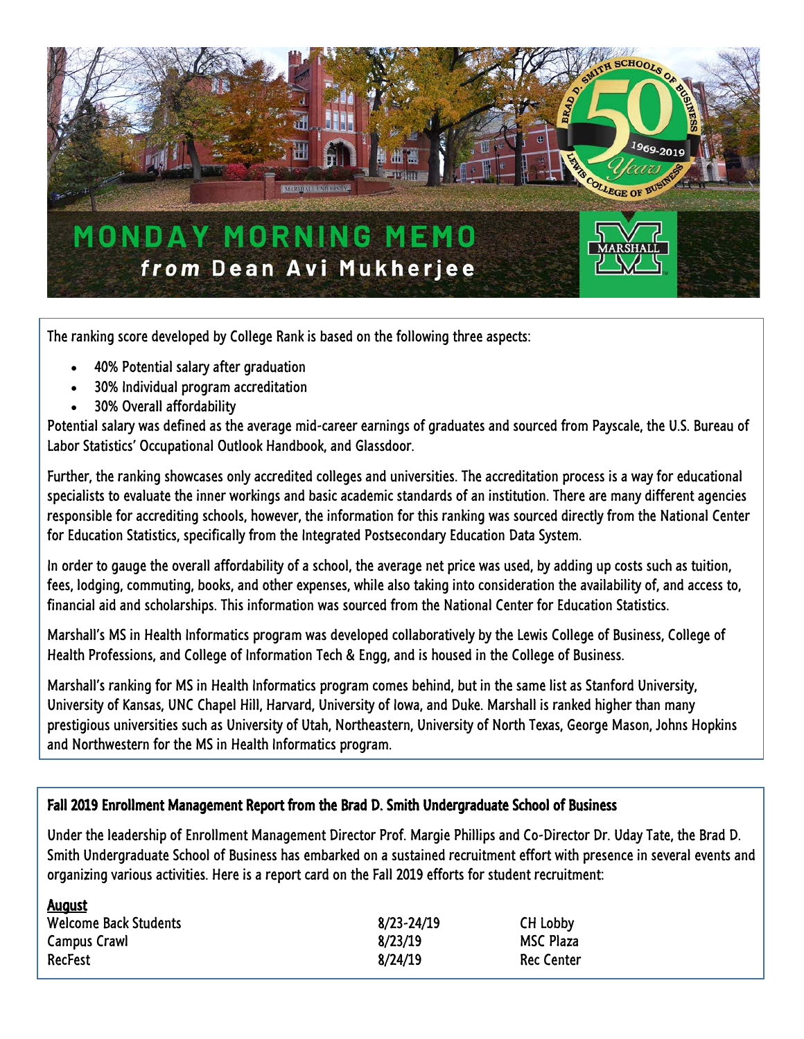# MONDAY MORNING MEMO

***from* Dean Avi Mukherjee**

The ranking score developed by College Rank is based on the following three aspects:

- 40% Potential salary after graduation
- 30% Individual program accreditation
- 30% Overall affordability

Potential salary was defined as the average mid-career earnings of graduates and sourced from Payscale, the U.S. Bureau of Labor Statistics' Occupational Outlook Handbook, and Glassdoor.

Further, the ranking showcases only accredited colleges and universities. The accreditation process is a way for educational specialists to evaluate the inner workings and basic academic standards of an institution. There are many different agencies responsible for accrediting schools, however, the information for this ranking was sourced directly from the National Center for Education Statistics, specifically from the Integrated Postsecondary Education Data System.

In order to gauge the overall affordability of a school, the average net price was used, by adding up costs such as tuition, fees, lodging, commuting, books, and other expenses, while also taking into consideration the availability of, and access to, financial aid and scholarships. This information was sourced from the National Center for Education Statistics.

Marshall's MS in Health Informatics program was developed collaboratively by the Lewis College of Business, College of Health Professions, and College of Information Tech & Engg, and is housed in the College of Business.

Marshall's ranking for MS in Health Informatics program comes behind, but in the same list as Stanford University, University of Kansas, UNC Chapel Hill, Harvard, University of Iowa, and Duke. Marshall is ranked higher than many prestigious universities such as University of Utah, Northeastern, University of North Texas, George Mason, Johns Hopkins and Northwestern for the MS in Health Informatics program.

## Fall 2019 Enrollment Management Report from the Brad D. Smith Undergraduate School of Business

Under the leadership of Enrollment Management Director Prof. Margie Phillips and Co-Director Dr. Uday Tate, the Brad D. Smith Undergraduate School of Business has embarked on a sustained recruitment effort with presence in several events and organizing various activities. Here is a report card on the Fall 2019 efforts for student recruitment:

**<u>August</u>**

| Event | Date | Location |
|---|---|---|
| Welcome Back Students | 8/23-24/19 | CH Lobby |
| Campus Crawl | 8/23/19 | MSC Plaza |
| RecFest | 8/24/19 | Rec Center |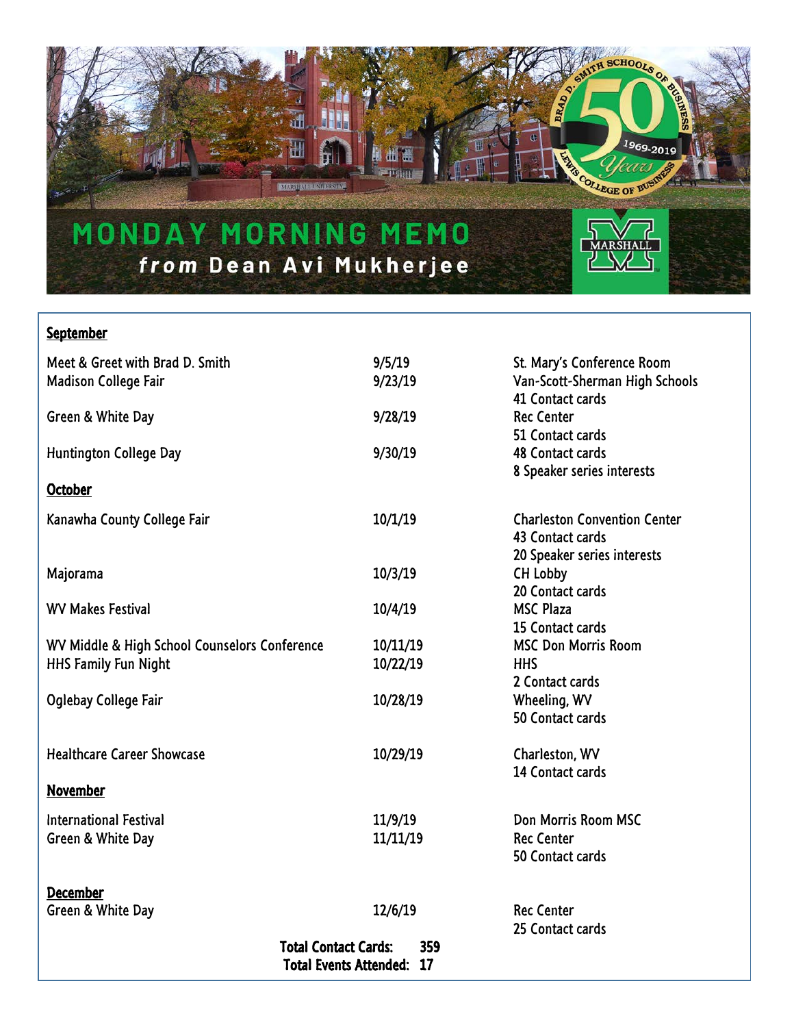# MONDAY MORNING MEMO

***from* Dean Avi Mukherjee**

## September

| | | |
|---|---|---|
| Meet & Greet with Brad D. Smith | 9/5/19 | St. Mary's Conference Room |
| Madison College Fair | 9/23/19 | Van-Scott-Sherman High Schools<br>41 Contact cards |
| Green & White Day | 9/28/19 | Rec Center<br>51 Contact cards |
| Huntington College Day | 9/30/19 | 48 Contact cards<br>8 Speaker series interests |

## October

| | | |
|---|---|---|
| Kanawha County College Fair | 10/1/19 | Charleston Convention Center<br>43 Contact cards<br>20 Speaker series interests |
| Majorama | 10/3/19 | CH Lobby<br>20 Contact cards |
| WV Makes Festival | 10/4/19 | MSC Plaza<br>15 Contact cards |
| WV Middle & High School Counselors Conference | 10/11/19 | MSC Don Morris Room |
| HHS Family Fun Night | 10/22/19 | HHS<br>2 Contact cards |
| Oglebay College Fair | 10/28/19 | Wheeling, WV<br>50 Contact cards |
| Healthcare Career Showcase | 10/29/19 | Charleston, WV<br>14 Contact cards |

## November

| | | |
|---|---|---|
| International Festival | 11/9/19 | Don Morris Room MSC |
| Green & White Day | 11/11/19 | Rec Center<br>50 Contact cards |

## December

| | | |
|---|---|---|
| Green & White Day | 12/6/19 | Rec Center<br>25 Contact cards |

**Total Contact Cards: 359**
**Total Events Attended: 17**